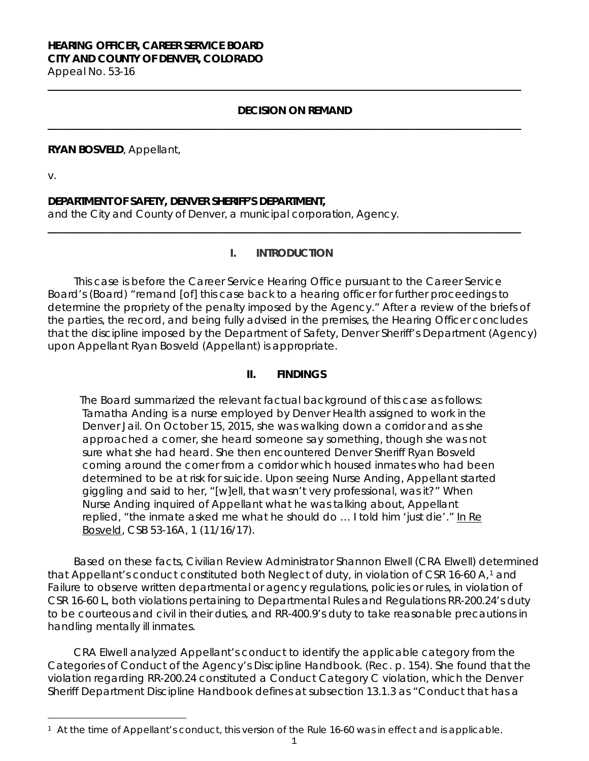**HEARING OFFICER, CAREER SERVICE BOARD**
**CITY AND COUNTY OF DENVER, COLORADO**
Appeal No. 53-16

---

**DECISION ON REMAND**

---

**RYAN BOSVELD**, Appellant,

v.

**DEPARTMENT OF SAFETY, DENVER SHERIFF'S DEPARTMENT,**
and the City and County of Denver, a municipal corporation, Agency.

---

## I. INTRODUCTION

This case is before the Career Service Hearing Office pursuant to the Career Service Board's (Board) "remand [of] this case back to a hearing officer for further proceedings to determine the propriety of the penalty imposed by the Agency." After a review of the briefs of the parties, the record, and being fully advised in the premises, the Hearing Officer concludes that the discipline imposed by the Department of Safety, Denver Sheriff's Department (Agency) upon Appellant Ryan Bosveld (Appellant) is appropriate.

## II. FINDINGS

The Board summarized the relevant factual background of this case as follows:

> Tamatha Anding is a nurse employed by Denver Health assigned to work in the Denver Jail. On October 15, 2015, she was walking down a corridor and as she approached a corner, she heard someone say something, though she was not sure what she had heard. She then encountered Denver Sheriff Ryan Bosveld coming around the corner from a corridor which housed inmates who had been determined to be at risk for suicide. Upon seeing Nurse Anding, Appellant started giggling and said to her, "[w]ell, that wasn't very professional, was it?" When Nurse Anding inquired of Appellant what he was talking about, Appellant replied, "the inmate asked me what he should do … I told him 'just die'." In Re Bosveld, CSB 53-16A, 1 (11/16/17).

Based on these facts, Civilian Review Administrator Shannon Elwell (CRA Elwell) determined that Appellant's conduct constituted both Neglect of duty, in violation of CSR 16-60 A,[1] and Failure to observe written departmental or agency regulations, policies or rules, in violation of CSR 16-60 L, both violations pertaining to Departmental Rules and Regulations RR-200.24's duty to be courteous and civil in their duties, and RR-400.9's duty to take reasonable precautions in handling mentally ill inmates.

CRA Elwell analyzed Appellant's conduct to identify the applicable category from the Categories of Conduct of the Agency's Discipline Handbook. (Rec. p. 154). She found that the violation regarding RR-200.24 constituted a Conduct Category C violation, which the Denver Sheriff Department Discipline Handbook defines at subsection 13.1.3 as "Conduct that has a

---

[1] At the time of Appellant's conduct, this version of the Rule 16-60 was in effect and is applicable.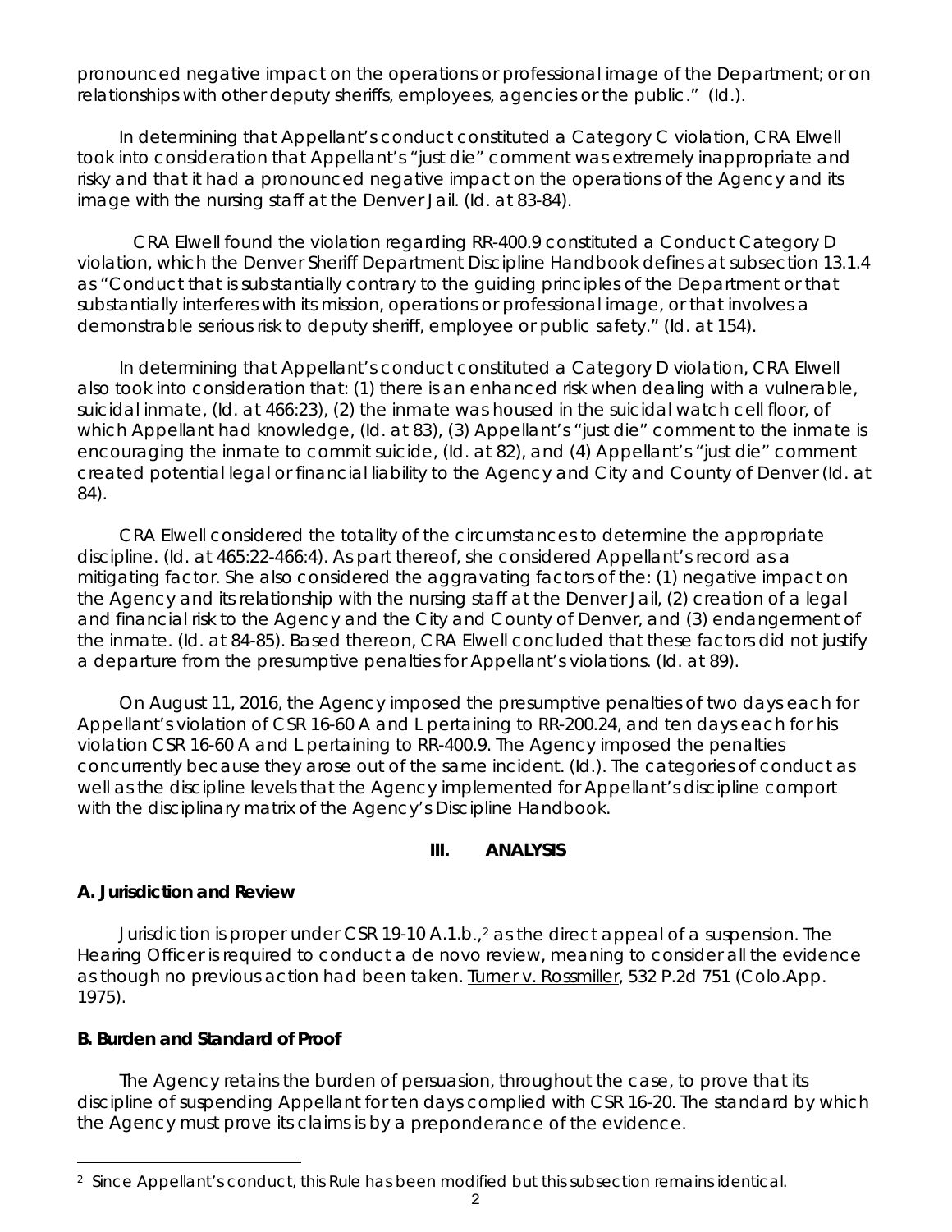pronounced negative impact on the operations or professional image of the Department; or on relationships with other deputy sheriffs, employees, agencies or the public." (Id.).

In determining that Appellant's conduct constituted a Category C violation, CRA Elwell took into consideration that Appellant's "just die" comment was extremely inappropriate and risky and that it had a pronounced negative impact on the operations of the Agency and its image with the nursing staff at the Denver Jail. (Id. at 83-84).

CRA Elwell found the violation regarding RR-400.9 constituted a Conduct Category D violation, which the Denver Sheriff Department Discipline Handbook defines at subsection 13.1.4 as "Conduct that is substantially contrary to the guiding principles of the Department or that substantially interferes with its mission, operations or professional image, or that involves a demonstrable serious risk to deputy sheriff, employee or public safety." (Id. at 154).

In determining that Appellant's conduct constituted a Category D violation, CRA Elwell also took into consideration that: (1) there is an enhanced risk when dealing with a vulnerable, suicidal inmate, (Id. at 466:23), (2) the inmate was housed in the suicidal watch cell floor, of which Appellant had knowledge, (Id. at 83), (3) Appellant's "just die" comment to the inmate is encouraging the inmate to commit suicide, (Id. at 82), and (4) Appellant's "just die" comment created potential legal or financial liability to the Agency and City and County of Denver (Id. at 84).

CRA Elwell considered the totality of the circumstances to determine the appropriate discipline. (Id. at 465:22-466:4). As part thereof, she considered Appellant's record as a mitigating factor. She also considered the aggravating factors of the: (1) negative impact on the Agency and its relationship with the nursing staff at the Denver Jail, (2) creation of a legal and financial risk to the Agency and the City and County of Denver, and (3) endangerment of the inmate. (Id. at 84-85). Based thereon, CRA Elwell concluded that these factors did not justify a departure from the presumptive penalties for Appellant's violations. (Id. at 89).

On August 11, 2016, the Agency imposed the presumptive penalties of two days each for Appellant's violation of CSR 16-60 A and L pertaining to RR-200.24, and ten days each for his violation CSR 16-60 A and L pertaining to RR-400.9. The Agency imposed the penalties concurrently because they arose out of the same incident. (Id.). The categories of conduct as well as the discipline levels that the Agency implemented for Appellant's discipline comport with the disciplinary matrix of the Agency's Discipline Handbook.

## III. ANALYSIS

### A. Jurisdiction and Review

Jurisdiction is proper under CSR 19-10 A.1.b.,[2] as the direct appeal of a suspension. The Hearing Officer is required to conduct a de novo review, meaning to consider all the evidence as though no previous action had been taken. Turner v. Rossmiller, 532 P.2d 751 (Colo.App. 1975).

### B. Burden and Standard of Proof

The Agency retains the burden of persuasion, throughout the case, to prove that its discipline of suspending Appellant for ten days complied with CSR 16-20. The standard by which the Agency must prove its claims is by a preponderance of the evidence.

[2] Since Appellant's conduct, this Rule has been modified but this subsection remains identical.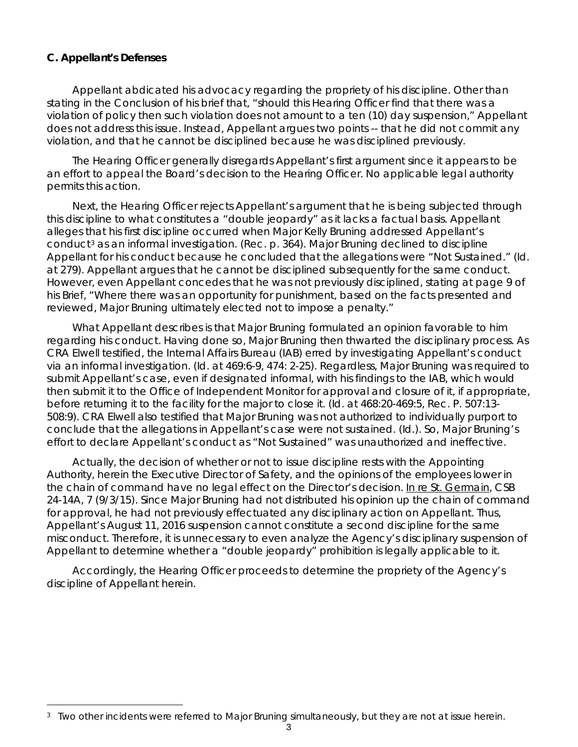**C. Appellant's Defenses**

Appellant abdicated his advocacy regarding the propriety of his discipline. Other than stating in the Conclusion of his brief that, "should this Hearing Officer find that there was a violation of policy then such violation does not amount to a ten (10) day suspension," Appellant does not address this issue. Instead, Appellant argues two points -- that he did not commit any violation, and that he cannot be disciplined because he was disciplined previously.

The Hearing Officer generally disregards Appellant's first argument since it appears to be an effort to appeal the Board's decision to the Hearing Officer. No applicable legal authority permits this action.

Next, the Hearing Officer rejects Appellant's argument that he is being subjected through this discipline to what constitutes a "double jeopardy" as it lacks a factual basis. Appellant alleges that his first discipline occurred when Major Kelly Bruning addressed Appellant's conduct[3] as an informal investigation. (Rec. p. 364). Major Bruning declined to discipline Appellant for his conduct because he concluded that the allegations were "Not Sustained." (Id. at 279). Appellant argues that he cannot be disciplined subsequently for the same conduct. However, even Appellant concedes that he was not previously disciplined, stating at page 9 of his Brief, "Where there was an opportunity for punishment, based on the facts presented and reviewed, Major Bruning ultimately elected not to impose a penalty."

What Appellant describes is that Major Bruning formulated an opinion favorable to him regarding his conduct. Having done so, Major Bruning then thwarted the disciplinary process. As CRA Elwell testified, the Internal Affairs Bureau (IAB) erred by investigating Appellant's conduct via an informal investigation. (Id. at 469:6-9, 474: 2-25). Regardless, Major Bruning was required to submit Appellant's case, even if designated informal, with his findings to the IAB, which would then submit it to the Office of Independent Monitor for approval and closure of it, if appropriate, before returning it to the facility for the major to close it. (Id. at 468:20-469:5, Rec. P. 507:13-508:9). CRA Elwell also testified that Major Bruning was not authorized to individually purport to conclude that the allegations in Appellant's case were not sustained. (Id.). So, Major Bruning's effort to declare Appellant's conduct as "Not Sustained" was unauthorized and ineffective.

Actually, the decision of whether or not to issue discipline rests with the Appointing Authority, herein the Executive Director of Safety, and the opinions of the employees lower in the chain of command have no legal effect on the Director's decision. In re St. Germain, CSB 24-14A, 7 (9/3/15). Since Major Bruning had not distributed his opinion up the chain of command for approval, he had not previously effectuated any disciplinary action on Appellant. Thus, Appellant's August 11, 2016 suspension cannot constitute a second discipline for the same misconduct. Therefore, it is unnecessary to even analyze the Agency's disciplinary suspension of Appellant to determine whether a "double jeopardy" prohibition is legally applicable to it.

Accordingly, the Hearing Officer proceeds to determine the propriety of the Agency's discipline of Appellant herein.

---

[3] Two other incidents were referred to Major Bruning simultaneously, but they are not at issue herein.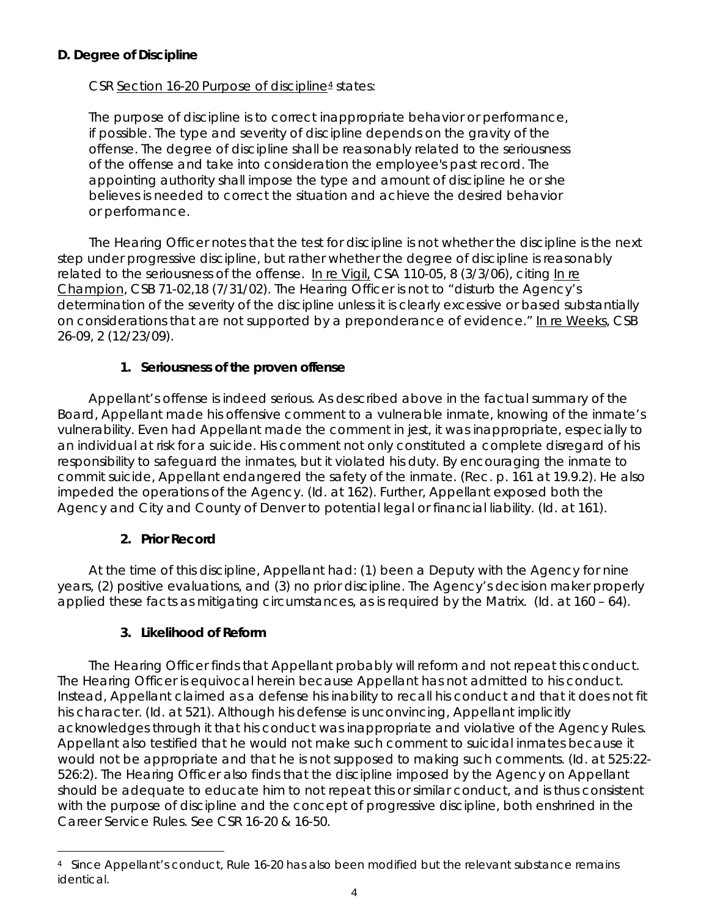**D. Degree of Discipline**

CSR Section 16-20 Purpose of discipline[4] states:

> The purpose of discipline is to correct inappropriate behavior or performance, if possible. The type and severity of discipline depends on the gravity of the offense. The degree of discipline shall be reasonably related to the seriousness of the offense and take into consideration the employee's past record. The appointing authority shall impose the type and amount of discipline he or she believes is needed to correct the situation and achieve the desired behavior or performance.

The Hearing Officer notes that the test for discipline is not whether the discipline is the next step under progressive discipline, but rather whether the degree of discipline is reasonably related to the seriousness of the offense. In re Vigil, CSA 110-05, 8 (3/3/06), citing In re Champion, CSB 71-02,18 (7/31/02). The Hearing Officer is not to "disturb the Agency's determination of the severity of the discipline unless it is clearly excessive or based substantially on considerations that are not supported by a preponderance of evidence." In re Weeks, CSB 26-09, 2 (12/23/09).

**1. Seriousness of the proven offense**

Appellant's offense is indeed serious. As described above in the factual summary of the Board, Appellant made his offensive comment to a vulnerable inmate, knowing of the inmate's vulnerability. Even had Appellant made the comment in jest, it was inappropriate, especially to an individual at risk for a suicide. His comment not only constituted a complete disregard of his responsibility to safeguard the inmates, but it violated his duty. By encouraging the inmate to commit suicide, Appellant endangered the safety of the inmate. (Rec. p. 161 at 19.9.2). He also impeded the operations of the Agency. (Id. at 162). Further, Appellant exposed both the Agency and City and County of Denver to potential legal or financial liability. (Id. at 161).

**2. Prior Record**

At the time of this discipline, Appellant had: (1) been a Deputy with the Agency for nine years, (2) positive evaluations, and (3) no prior discipline. The Agency's decision maker properly applied these facts as mitigating circumstances, as is required by the Matrix. (Id. at 160 – 64).

**3. Likelihood of Reform**

The Hearing Officer finds that Appellant probably will reform and not repeat this conduct. The Hearing Officer is equivocal herein because Appellant has not admitted to his conduct. Instead, Appellant claimed as a defense his inability to recall his conduct and that it does not fit his character. (Id. at 521). Although his defense is unconvincing, Appellant implicitly acknowledges through it that his conduct was inappropriate and violative of the Agency Rules. Appellant also testified that he would not make such comment to suicidal inmates because it would not be appropriate and that he is not supposed to making such comments. (Id. at 525:22-526:2). The Hearing Officer also finds that the discipline imposed by the Agency on Appellant should be adequate to educate him to not repeat this or similar conduct, and is thus consistent with the purpose of discipline and the concept of progressive discipline, both enshrined in the Career Service Rules. See CSR 16-20 & 16-50.

---

[4] Since Appellant's conduct, Rule 16-20 has also been modified but the relevant substance remains identical.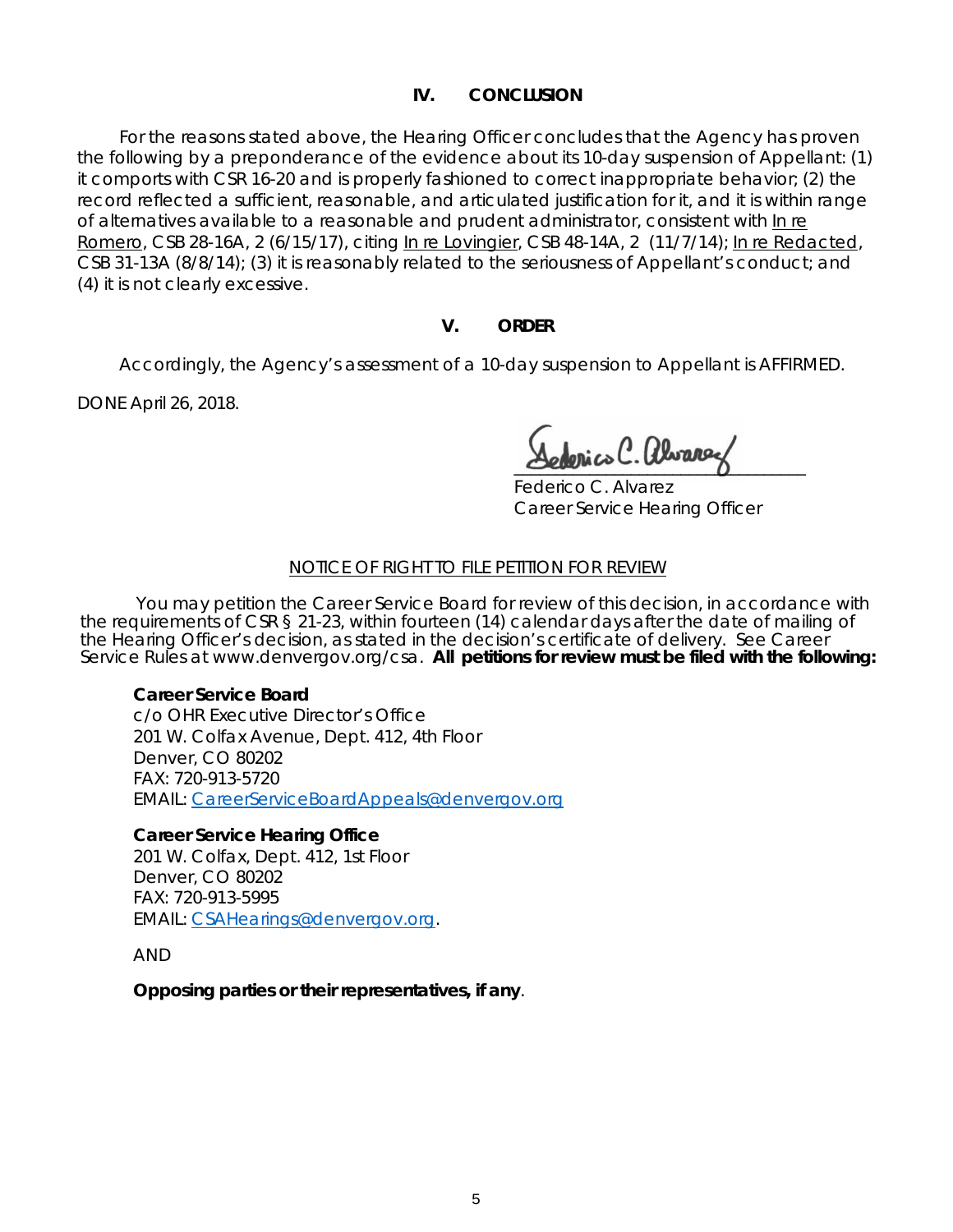## IV. CONCLUSION

For the reasons stated above, the Hearing Officer concludes that the Agency has proven the following by a preponderance of the evidence about its 10-day suspension of Appellant: (1) it comports with CSR 16-20 and is properly fashioned to correct inappropriate behavior; (2) the record reflected a sufficient, reasonable, and articulated justification for it, and it is within range of alternatives available to a reasonable and prudent administrator, consistent with In re Romero, CSB 28-16A, 2 (6/15/17), citing In re Lovingier, CSB 48-14A, 2 (11/7/14); In re Redacted, CSB 31-13A (8/8/14); (3) it is reasonably related to the seriousness of Appellant's conduct; and (4) it is not clearly excessive.

## V. ORDER

Accordingly, the Agency's assessment of a 10-day suspension to Appellant is AFFIRMED.

DONE April 26, 2018.

Federico C. Alvarez
Career Service Hearing Officer

NOTICE OF RIGHT TO FILE PETITION FOR REVIEW

You may petition the Career Service Board for review of this decision, in accordance with the requirements of CSR § 21-23, within fourteen (14) calendar days after the date of mailing of the Hearing Officer's decision, as stated in the decision's certificate of delivery. See Career Service Rules at www.denvergov.org/csa. **All petitions for review must be filed with the following:**

**Career Service Board**
c/o OHR Executive Director's Office
201 W. Colfax Avenue, Dept. 412, 4th Floor
Denver, CO 80202
FAX: 720-913-5720
EMAIL: CareerServiceBoardAppeals@denvergov.org

**Career Service Hearing Office**
201 W. Colfax, Dept. 412, 1st Floor
Denver, CO 80202
FAX: 720-913-5995
EMAIL: CSAHearings@denvergov.org.

AND

**Opposing parties or their representatives, if any**.